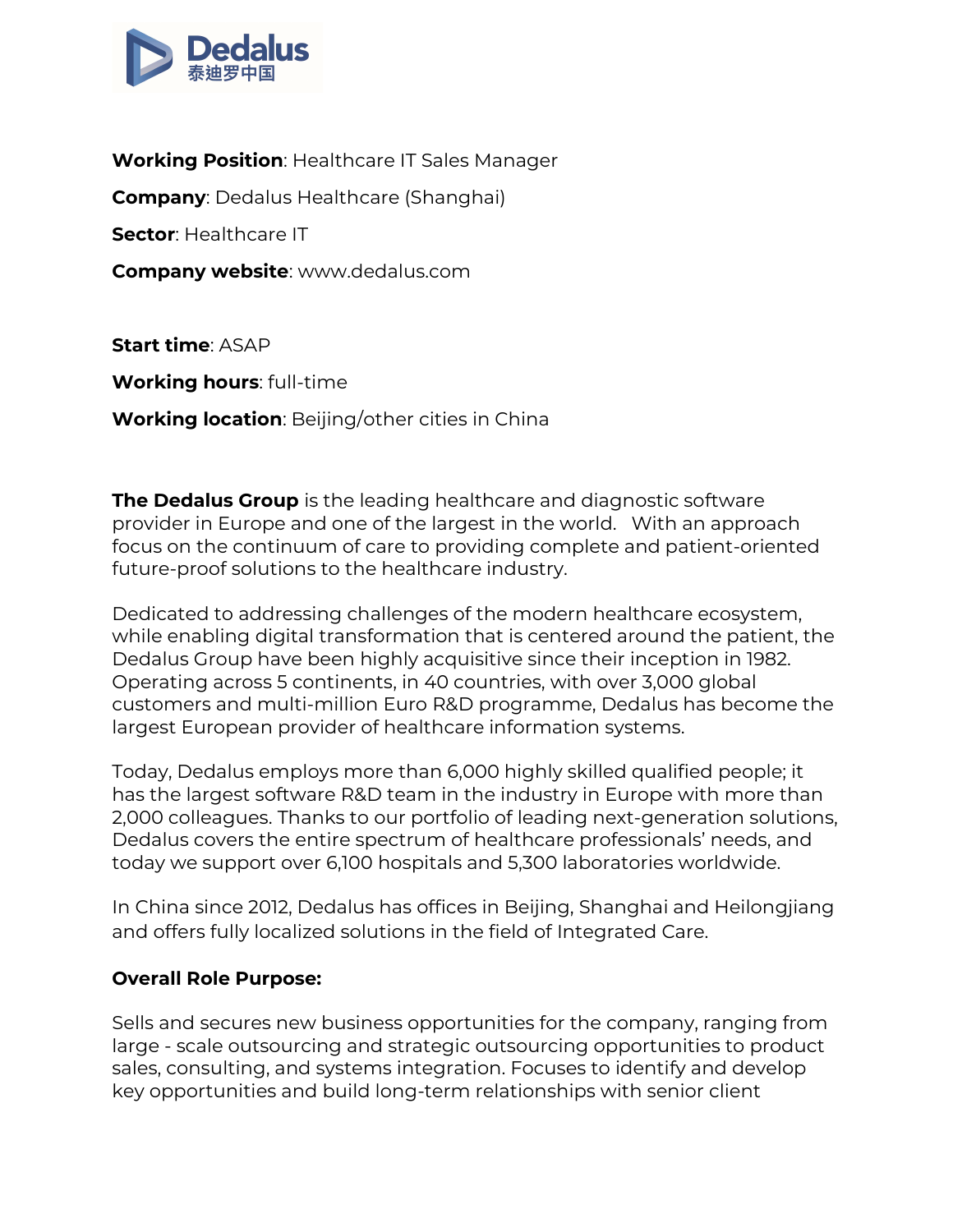**Working Position**: Healthcare IT Sales Manager

**Company**: Dedalus Healthcare (Shanghai)

**Sector**: Healthcare IT

**Company website**: www.dedalus.com

**Start time**: ASAP

**Working hours**: full-time

**Working location**: Beijing/other cities in China

**The Dedalus Group** is the leading healthcare and diagnostic software provider in Europe and one of the largest in the world. With an approach focus on the continuum of care to providing complete and patient-oriented future-proof solutions to the healthcare industry.

Dedicated to addressing challenges of the modern healthcare ecosystem, while enabling digital transformation that is centered around the patient, the Dedalus Group have been highly acquisitive since their inception in 1982. Operating across 5 continents, in 40 countries, with over 3,000 global customers and multi-million Euro R&D programme, Dedalus has become the largest European provider of healthcare information systems.

Today, Dedalus employs more than 6,000 highly skilled qualified people; it has the largest software R&D team in the industry in Europe with more than 2,000 colleagues. Thanks to our portfolio of leading next-generation solutions, Dedalus covers the entire spectrum of healthcare professionals' needs, and today we support over 6,100 hospitals and 5,300 laboratories worldwide.

In China since 2012, Dedalus has offices in Beijing, Shanghai and Heilongjiang and offers fully localized solutions in the field of Integrated Care.

**Overall Role Purpose:**

Sells and secures new business opportunities for the company, ranging from large - scale outsourcing and strategic outsourcing opportunities to product sales, consulting, and systems integration. Focuses to identify and develop key opportunities and build long-term relationships with senior client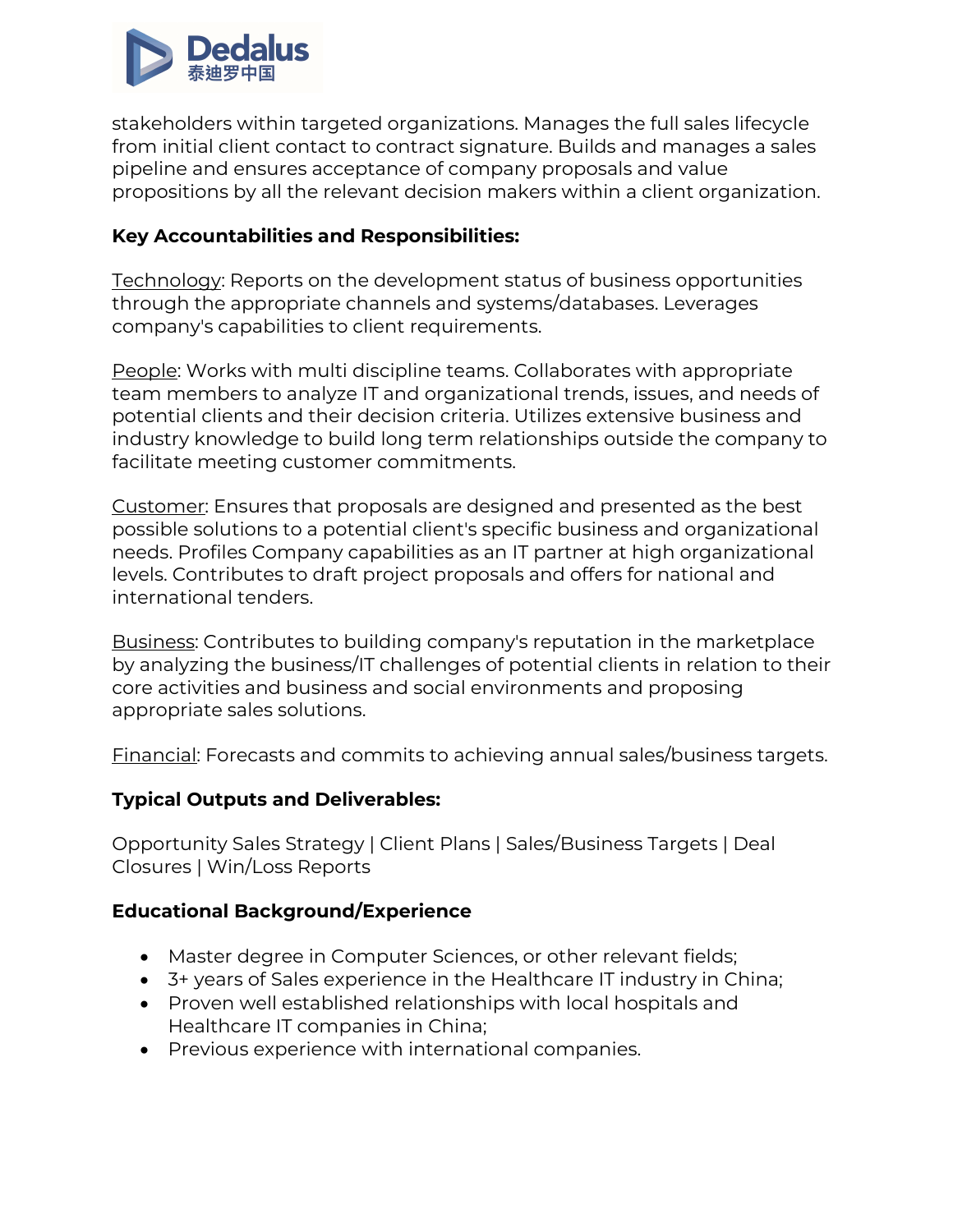stakeholders within targeted organizations. Manages the full sales lifecycle from initial client contact to contract signature. Builds and manages a sales pipeline and ensures acceptance of company proposals and value propositions by all the relevant decision makers within a client organization.

**Key Accountabilities and Responsibilities:**

Technology: Reports on the development status of business opportunities through the appropriate channels and systems/databases. Leverages company's capabilities to client requirements.

People: Works with multi discipline teams. Collaborates with appropriate team members to analyze IT and organizational trends, issues, and needs of potential clients and their decision criteria. Utilizes extensive business and industry knowledge to build long term relationships outside the company to facilitate meeting customer commitments.

Customer: Ensures that proposals are designed and presented as the best possible solutions to a potential client's specific business and organizational needs. Profiles Company capabilities as an IT partner at high organizational levels. Contributes to draft project proposals and offers for national and international tenders.

Business: Contributes to building company's reputation in the marketplace by analyzing the business/IT challenges of potential clients in relation to their core activities and business and social environments and proposing appropriate sales solutions.

Financial: Forecasts and commits to achieving annual sales/business targets.

**Typical Outputs and Deliverables:**

Opportunity Sales Strategy | Client Plans | Sales/Business Targets | Deal Closures | Win/Loss Reports

**Educational Background/Experience**

- Master degree in Computer Sciences, or other relevant fields;
- 3+ years of Sales experience in the Healthcare IT industry in China;
- Proven well established relationships with local hospitals and Healthcare IT companies in China;
- Previous experience with international companies.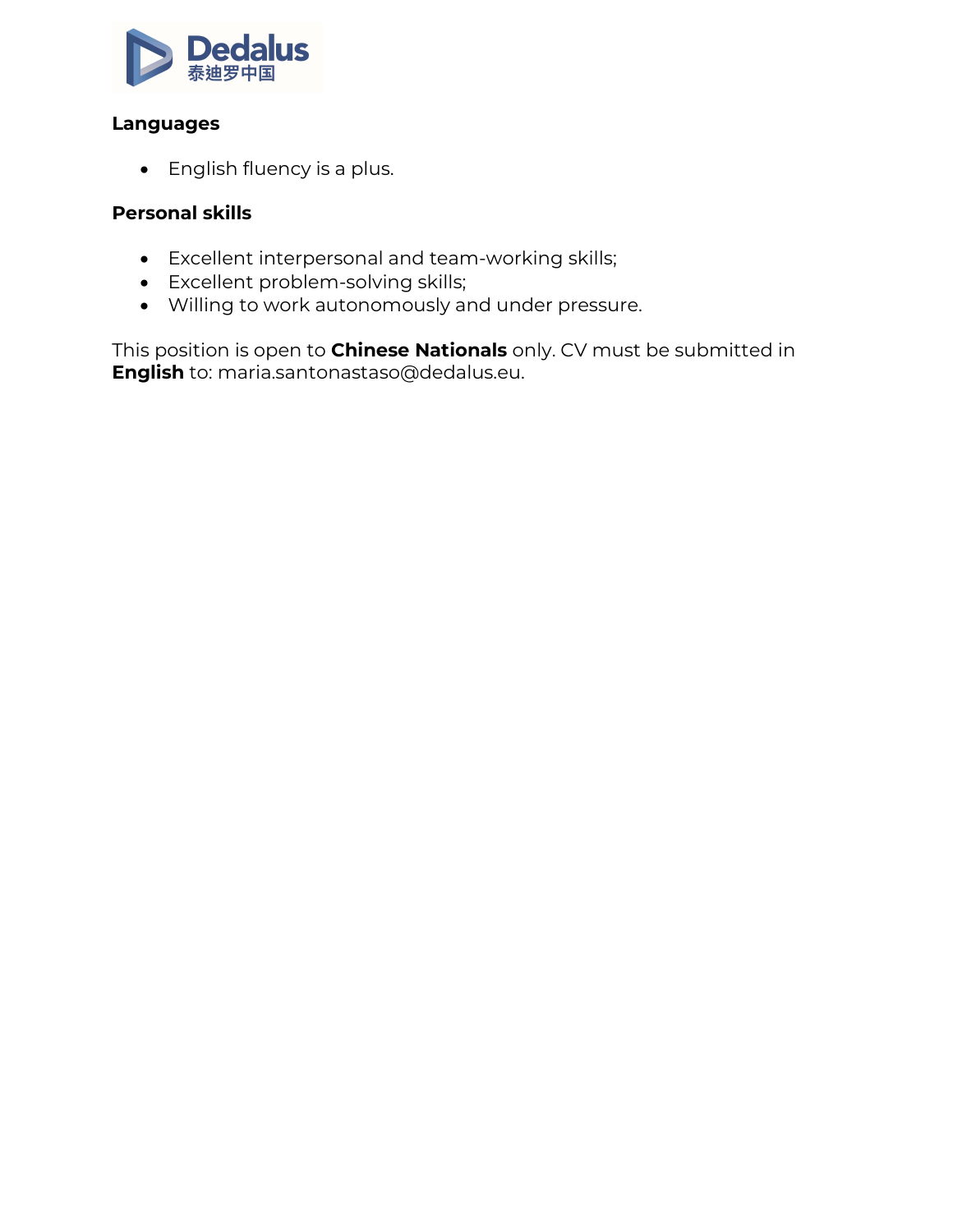**Languages**

- English fluency is a plus.

**Personal skills**

- Excellent interpersonal and team-working skills;
- Excellent problem-solving skills;
- Willing to work autonomously and under pressure.

This position is open to **Chinese Nationals** only. CV must be submitted in **English** to: maria.santonastaso@dedalus.eu.